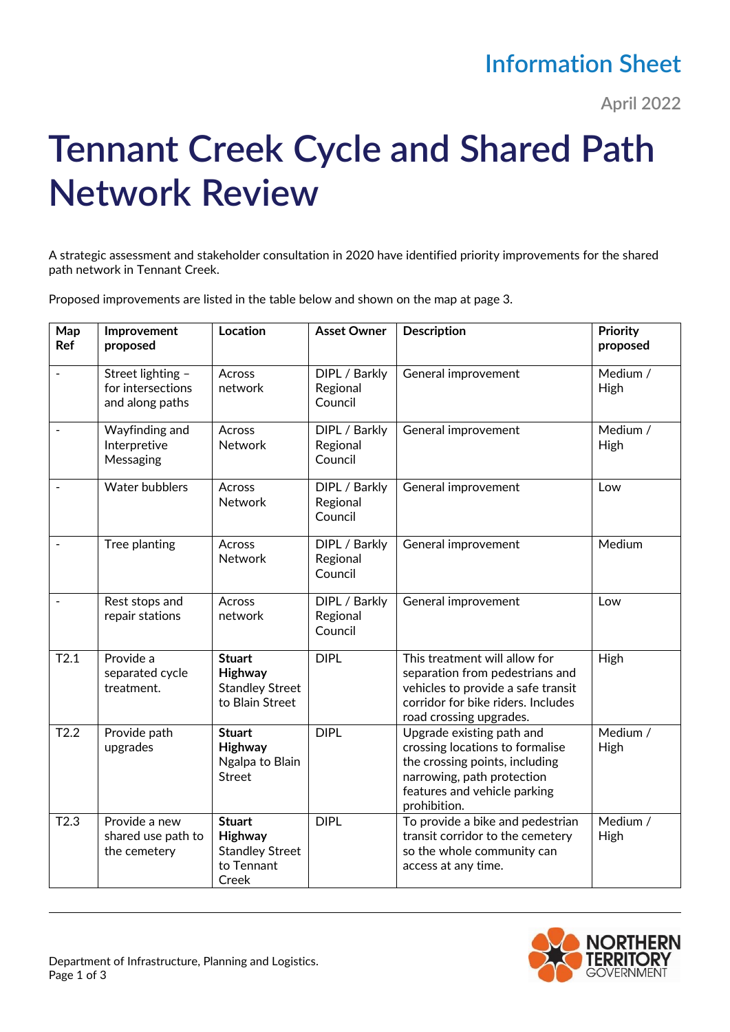Information Sheet

April 2022

# Tennant Creek Cycle and Shared Path Network Review

A strategic assessment and stakeholder consultation in 2020 have identified priority improvements for the shared path network in Tennant Creek.

Proposed improvements are listed in the table below and shown on the map at page 3.

| Map Ref | Improvement proposed | Location | Asset Owner | Description | Priority proposed |
|---|---|---|---|---|---|
| - | Street lighting – for intersections and along paths | Across network | DIPL / Barkly Regional Council | General improvement | Medium / High |
| - | Wayfinding and Interpretive Messaging | Across Network | DIPL / Barkly Regional Council | General improvement | Medium / High |
| - | Water bubblers | Across Network | DIPL / Barkly Regional Council | General improvement | Low |
| - | Tree planting | Across Network | DIPL / Barkly Regional Council | General improvement | Medium |
| - | Rest stops and repair stations | Across network | DIPL / Barkly Regional Council | General improvement | Low |
| T2.1 | Provide a separated cycle treatment. | **Stuart Highway** Standley Street to Blain Street | DIPL | This treatment will allow for separation from pedestrians and vehicles to provide a safe transit corridor for bike riders. Includes road crossing upgrades. | High |
| T2.2 | Provide path upgrades | **Stuart Highway** Ngalpa to Blain Street | DIPL | Upgrade existing path and crossing locations to formalise the crossing points, including narrowing, path protection features and vehicle parking prohibition. | Medium / High |
| T2.3 | Provide a new shared use path to the cemetery | **Stuart Highway** Standley Street to Tennant Creek | DIPL | To provide a bike and pedestrian transit corridor to the cemetery so the whole community can access at any time. | Medium / High |

Department of Infrastructure, Planning and Logistics.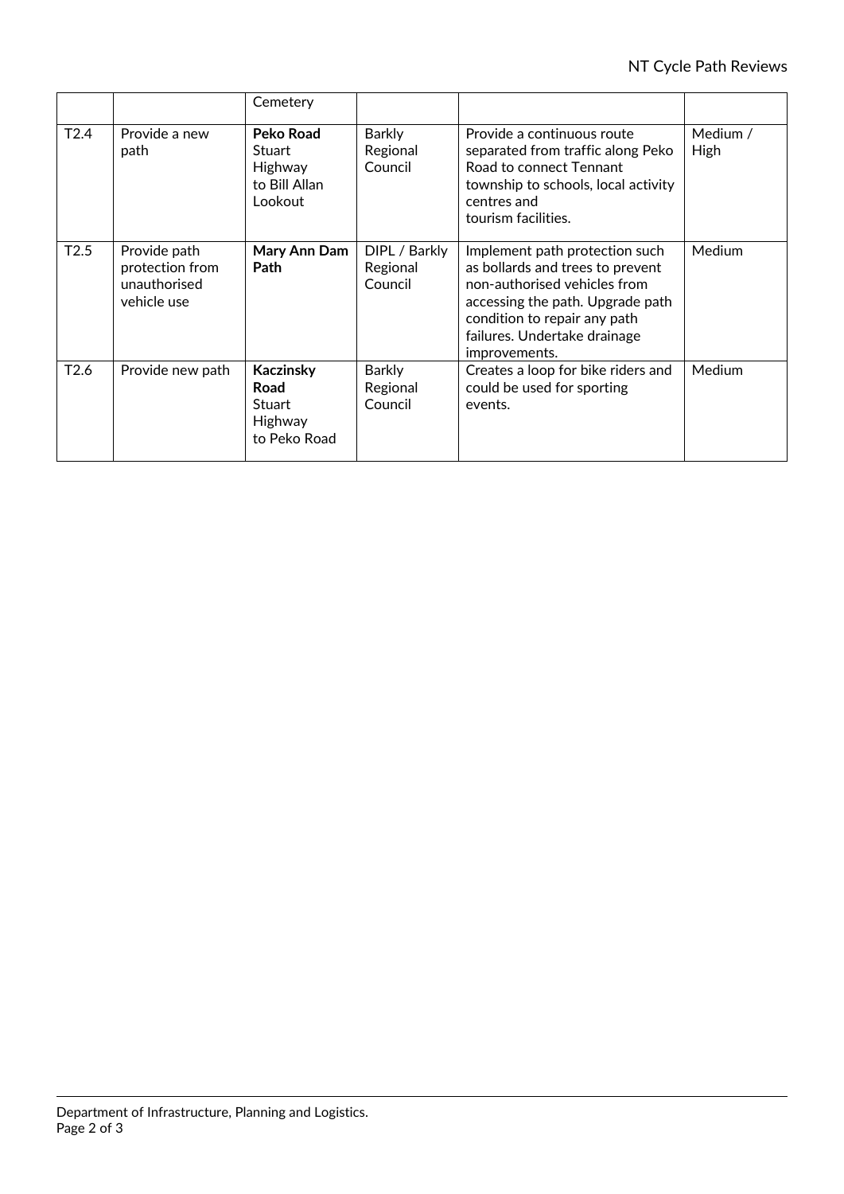|  |  | Cemetery |  |  |  |
|---|---|---|---|---|---|
| T2.4 | Provide a new path | **Peko Road** Stuart Highway to Bill Allan Lookout | Barkly Regional Council | Provide a continuous route separated from traffic along Peko Road to connect Tennant township to schools, local activity centres and tourism facilities. | Medium / High |
| T2.5 | Provide path protection from unauthorised vehicle use | **Mary Ann Dam Path** | DIPL / Barkly Regional Council | Implement path protection such as bollards and trees to prevent non-authorised vehicles from accessing the path. Upgrade path condition to repair any path failures. Undertake drainage improvements. | Medium |
| T2.6 | Provide new path | **Kaczinsky Road** Stuart Highway to Peko Road | Barkly Regional Council | Creates a loop for bike riders and could be used for sporting events. | Medium |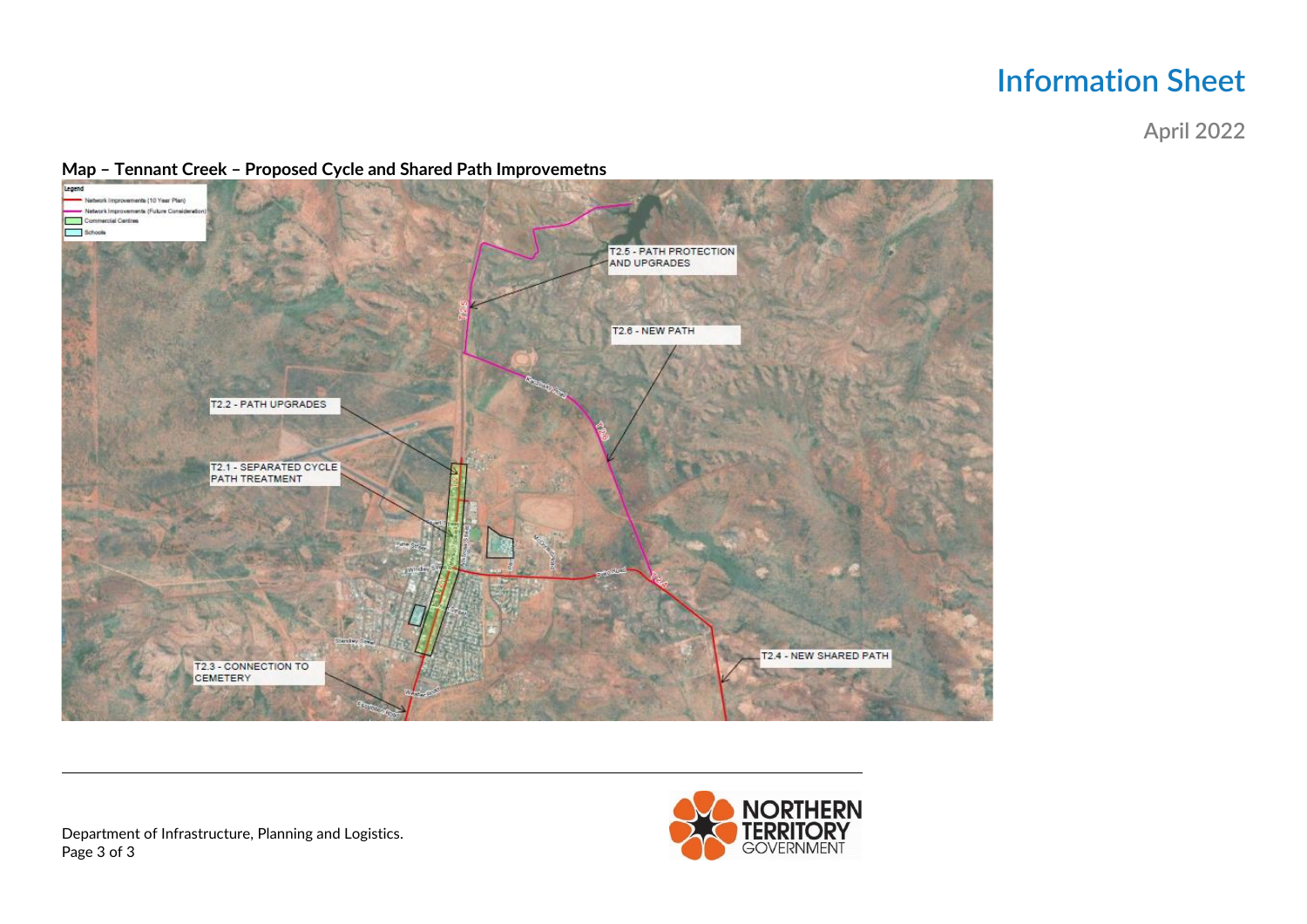# Information Sheet

April 2022

**Map – Tenant Creek – Proposed Cycle and Shared Path Improvemetns**

Legend

Network Improvements (10 Year Plan)

Network Improvements (Future Consideration)

Commercial Centres

Schools

T2.5 - PATH PROTECTION AND UPGRADES

T2.6 - NEW PATH

T2.2 - PATH UPGRADES

T2.1 - SEPARATED CYCLE PATH TREATMENT

T2.4 - NEW SHARED PATH

T2.3 - CONNECTION TO CEMETERY

Department of Infrastructure, Planning and Logistics.